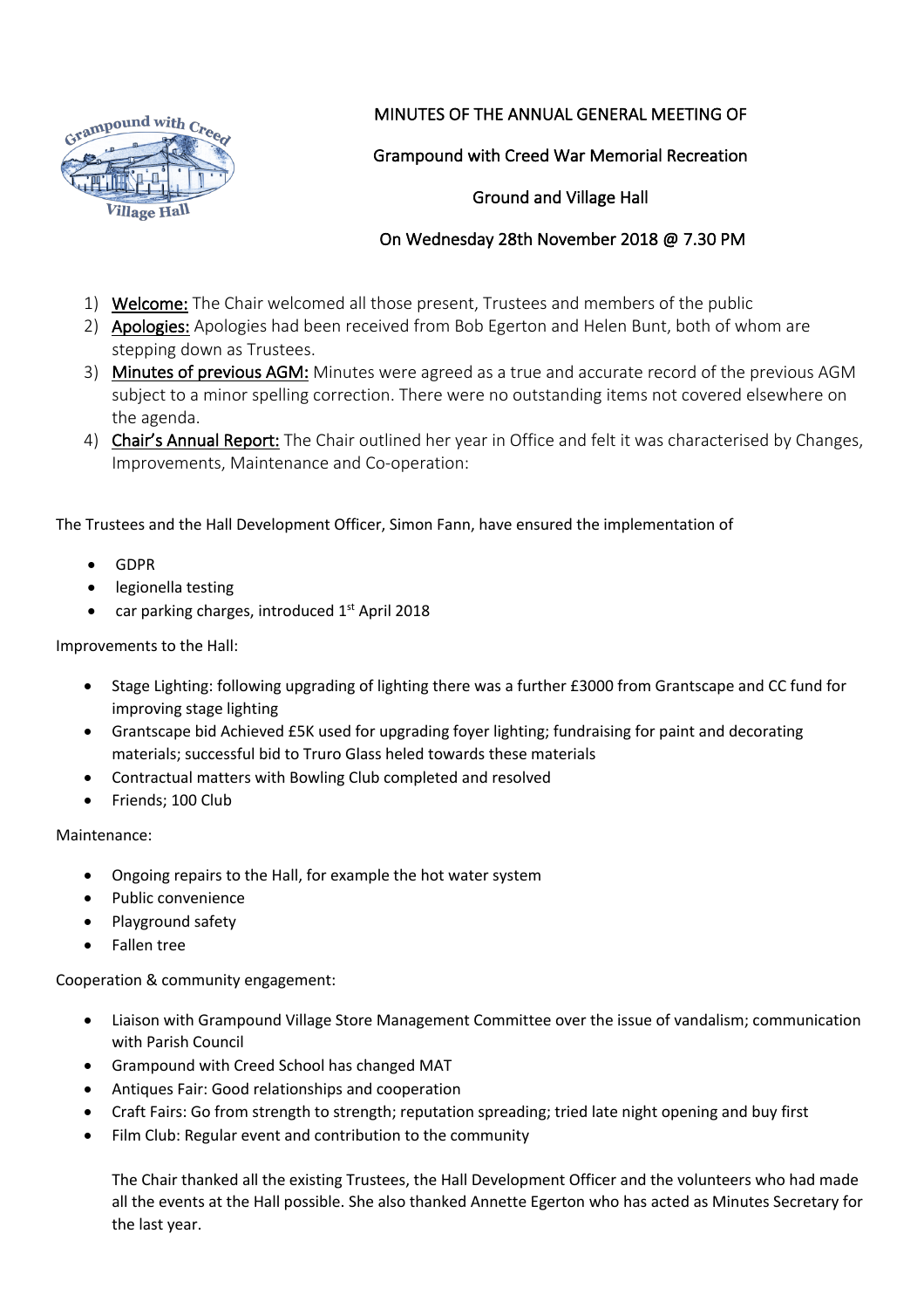# MINUTES OF THE ANNUAL GENERAL MEETING OF

# Grampound with Creed War Memorial Recreation

# Ground and Village Hall

# On Wednesday 28th November 2018 @ 7.30 PM

1) **Welcome:** The Chair welcomed all those present, Trustees and members of the public
2) **Apologies:** Apologies had been received from Bob Egerton and Helen Bunt, both of whom are stepping down as Trustees.
3) **Minutes of previous AGM:** Minutes were agreed as a true and accurate record of the previous AGM subject to a minor spelling correction. There were no outstanding items not covered elsewhere on the agenda.
4) **Chair's Annual Report:** The Chair outlined her year in Office and felt it was characterised by Changes, Improvements, Maintenance and Co-operation:

The Trustees and the Hall Development Officer, Simon Fann, have ensured the implementation of

- GDPR
- legionella testing
- car parking charges, introduced 1st April 2018

Improvements to the Hall:

- Stage Lighting: following upgrading of lighting there was a further £3000 from Grantscape and CC fund for improving stage lighting
- Grantscape bid Achieved £5K used for upgrading foyer lighting; fundraising for paint and decorating materials; successful bid to Truro Glass heled towards these materials
- Contractual matters with Bowling Club completed and resolved
- Friends; 100 Club

Maintenance:

- Ongoing repairs to the Hall, for example the hot water system
- Public convenience
- Playground safety
- Fallen tree

Cooperation & community engagement:

- Liaison with Grampound Village Store Management Committee over the issue of vandalism; communication with Parish Council
- Grampound with Creed School has changed MAT
- Antiques Fair: Good relationships and cooperation
- Craft Fairs: Go from strength to strength; reputation spreading; tried late night opening and buy first
- Film Club: Regular event and contribution to the community

The Chair thanked all the existing Trustees, the Hall Development Officer and the volunteers who had made all the events at the Hall possible. She also thanked Annette Egerton who has acted as Minutes Secretary for the last year.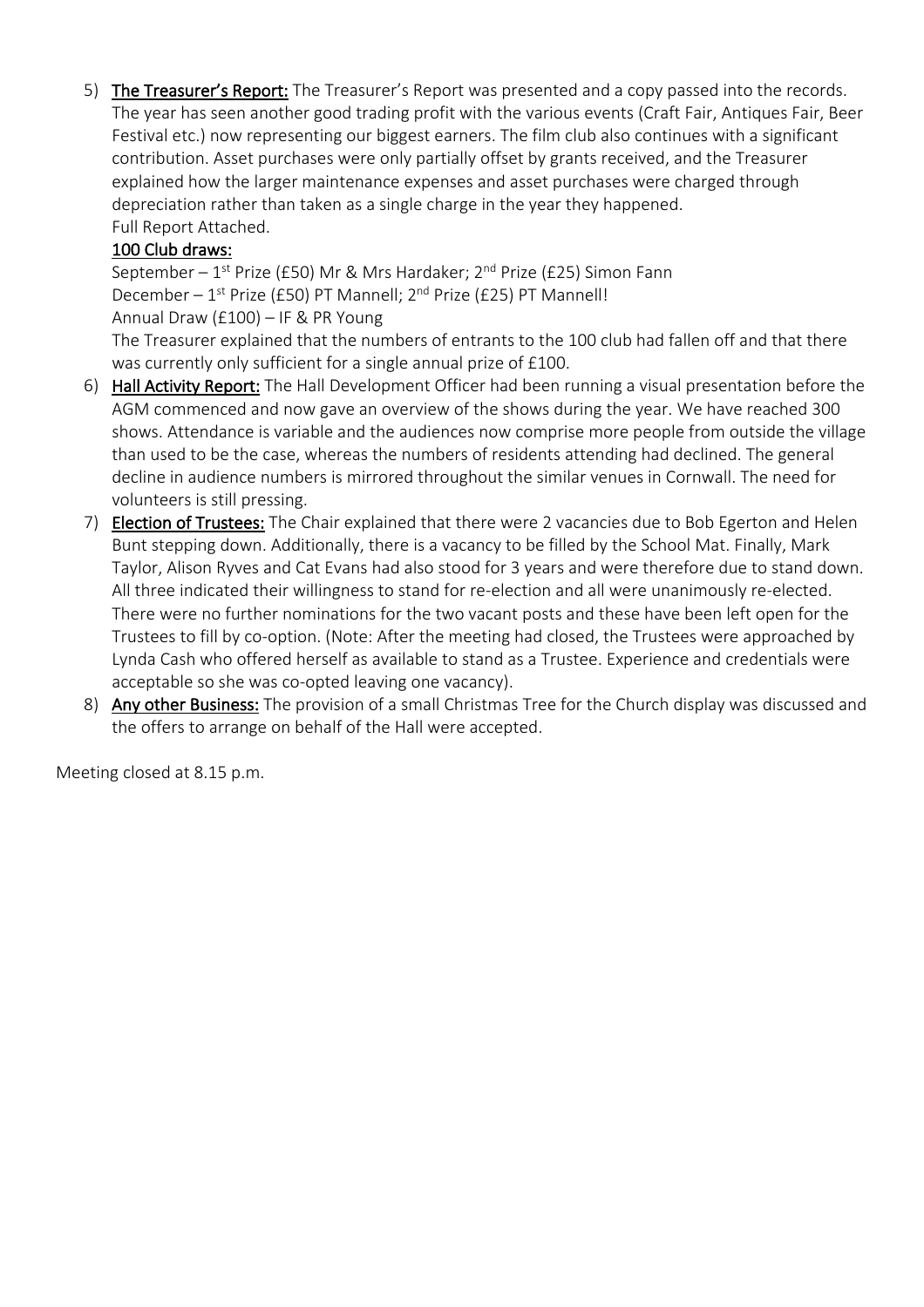5) **The Treasurer's Report:** The Treasurer's Report was presented and a copy passed into the records. The year has seen another good trading profit with the various events (Craft Fair, Antiques Fair, Beer Festival etc.) now representing our biggest earners. The film club also continues with a significant contribution. Asset purchases were only partially offset by grants received, and the Treasurer explained how the larger maintenance expenses and asset purchases were charged through depreciation rather than taken as a single charge in the year they happened.
   Full Report Attached.
   **100 Club draws:**
   September – 1st Prize (£50) Mr & Mrs Hardaker; 2nd Prize (£25) Simon Fann
   December – 1st Prize (£50) PT Mannell; 2nd Prize (£25) PT Mannell!
   Annual Draw (£100) – IF & PR Young
   The Treasurer explained that the numbers of entrants to the 100 club had fallen off and that there was currently only sufficient for a single annual prize of £100.
6) **Hall Activity Report:** The Hall Development Officer had been running a visual presentation before the AGM commenced and now gave an overview of the shows during the year. We have reached 300 shows. Attendance is variable and the audiences now comprise more people from outside the village than used to be the case, whereas the numbers of residents attending had declined. The general decline in audience numbers is mirrored throughout the similar venues in Cornwall. The need for volunteers is still pressing.
7) **Election of Trustees:** The Chair explained that there were 2 vacancies due to Bob Egerton and Helen Bunt stepping down. Additionally, there is a vacancy to be filled by the School Mat. Finally, Mark Taylor, Alison Ryves and Cat Evans had also stood for 3 years and were therefore due to stand down. All three indicated their willingness to stand for re-election and all were unanimously re-elected. There were no further nominations for the two vacant posts and these have been left open for the Trustees to fill by co-option. (Note: After the meeting had closed, the Trustees were approached by Lynda Cash who offered herself as available to stand as a Trustee. Experience and credentials were acceptable so she was co-opted leaving one vacancy).
8) **Any other Business:** The provision of a small Christmas Tree for the Church display was discussed and the offers to arrange on behalf of the Hall were accepted.

Meeting closed at 8.15 p.m.